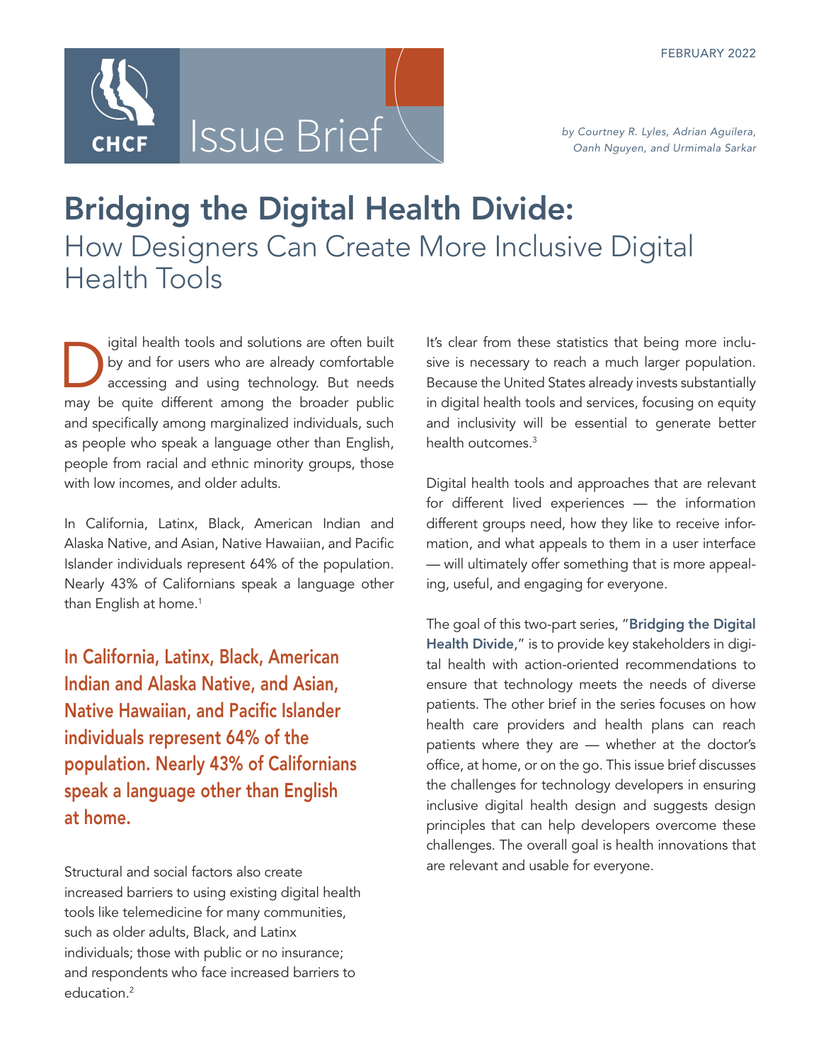CHCF Issue Brief

FEBRUARY 2022

*by Courtney R. Lyles, Adrian Aguilera, Oanh Nguyen, and Urmimala Sarkar*

# Bridging the Digital Health Divide:
## How Designers Can Create More Inclusive Digital Health Tools

Digital health tools and solutions are often built by and for users who are already comfortable accessing and using technology. But needs may be quite different among the broader public and specifically among marginalized individuals, such as people who speak a language other than English, people from racial and ethnic minority groups, those with low incomes, and older adults.

In California, Latinx, Black, American Indian and Alaska Native, and Asian, Native Hawaiian, and Pacific Islander individuals represent 64% of the population. Nearly 43% of Californians speak a language other than English at home.[1]

**In California, Latinx, Black, American Indian and Alaska Native, and Asian, Native Hawaiian, and Pacific Islander individuals represent 64% of the population. Nearly 43% of Californians speak a language other than English at home.**

Structural and social factors also create increased barriers to using existing digital health tools like telemedicine for many communities, such as older adults, Black, and Latinx individuals; those with public or no insurance; and respondents who face increased barriers to education.[2]

It's clear from these statistics that being more inclusive is necessary to reach a much larger population. Because the United States already invests substantially in digital health tools and services, focusing on equity and inclusivity will be essential to generate better health outcomes.[3]

Digital health tools and approaches that are relevant for different lived experiences — the information different groups need, how they like to receive information, and what appeals to them in a user interface — will ultimately offer something that is more appealing, useful, and engaging for everyone.

The goal of this two-part series, "**Bridging the Digital Health Divide**," is to provide key stakeholders in digital health with action-oriented recommendations to ensure that technology meets the needs of diverse patients. The other brief in the series focuses on how health care providers and health plans can reach patients where they are — whether at the doctor's office, at home, or on the go. This issue brief discusses the challenges for technology developers in ensuring inclusive digital health design and suggests design principles that can help developers overcome these challenges. The overall goal is health innovations that are relevant and usable for everyone.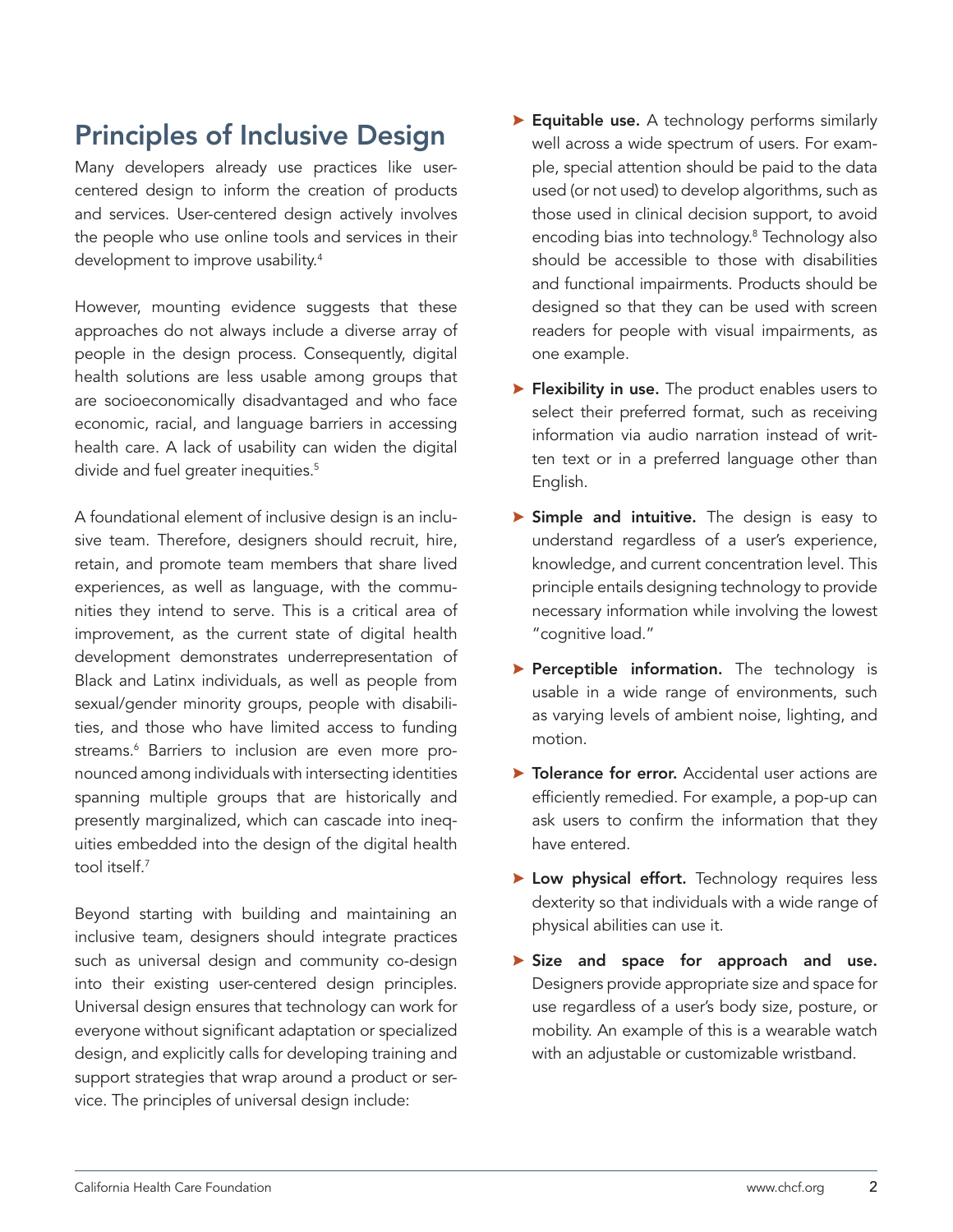## Principles of Inclusive Design

Many developers already use practices like user-centered design to inform the creation of products and services. User-centered design actively involves the people who use online tools and services in their development to improve usability.[4]

However, mounting evidence suggests that these approaches do not always include a diverse array of people in the design process. Consequently, digital health solutions are less usable among groups that are socioeconomically disadvantaged and who face economic, racial, and language barriers in accessing health care. A lack of usability can widen the digital divide and fuel greater inequities.[5]

A foundational element of inclusive design is an inclusive team. Therefore, designers should recruit, hire, retain, and promote team members that share lived experiences, as well as language, with the communities they intend to serve. This is a critical area of improvement, as the current state of digital health development demonstrates underrepresentation of Black and Latinx individuals, as well as people from sexual/gender minority groups, people with disabilities, and those who have limited access to funding streams.[6] Barriers to inclusion are even more pronounced among individuals with intersecting identities spanning multiple groups that are historically and presently marginalized, which can cascade into inequities embedded into the design of the digital health tool itself.[7]

Beyond starting with building and maintaining an inclusive team, designers should integrate practices such as universal design and community co-design into their existing user-centered design principles. Universal design ensures that technology can work for everyone without significant adaptation or specialized design, and explicitly calls for developing training and support strategies that wrap around a product or service. The principles of universal design include:

- **Equitable use.** A technology performs similarly well across a wide spectrum of users. For example, special attention should be paid to the data used (or not used) to develop algorithms, such as those used in clinical decision support, to avoid encoding bias into technology.[8] Technology also should be accessible to those with disabilities and functional impairments. Products should be designed so that they can be used with screen readers for people with visual impairments, as one example.
- **Flexibility in use.** The product enables users to select their preferred format, such as receiving information via audio narration instead of written text or in a preferred language other than English.
- **Simple and intuitive.** The design is easy to understand regardless of a user's experience, knowledge, and current concentration level. This principle entails designing technology to provide necessary information while involving the lowest "cognitive load."
- **Perceptible information.** The technology is usable in a wide range of environments, such as varying levels of ambient noise, lighting, and motion.
- **Tolerance for error.** Accidental user actions are efficiently remedied. For example, a pop-up can ask users to confirm the information that they have entered.
- **Low physical effort.** Technology requires less dexterity so that individuals with a wide range of physical abilities can use it.
- **Size and space for approach and use.** Designers provide appropriate size and space for use regardless of a user's body size, posture, or mobility. An example of this is a wearable watch with an adjustable or customizable wristband.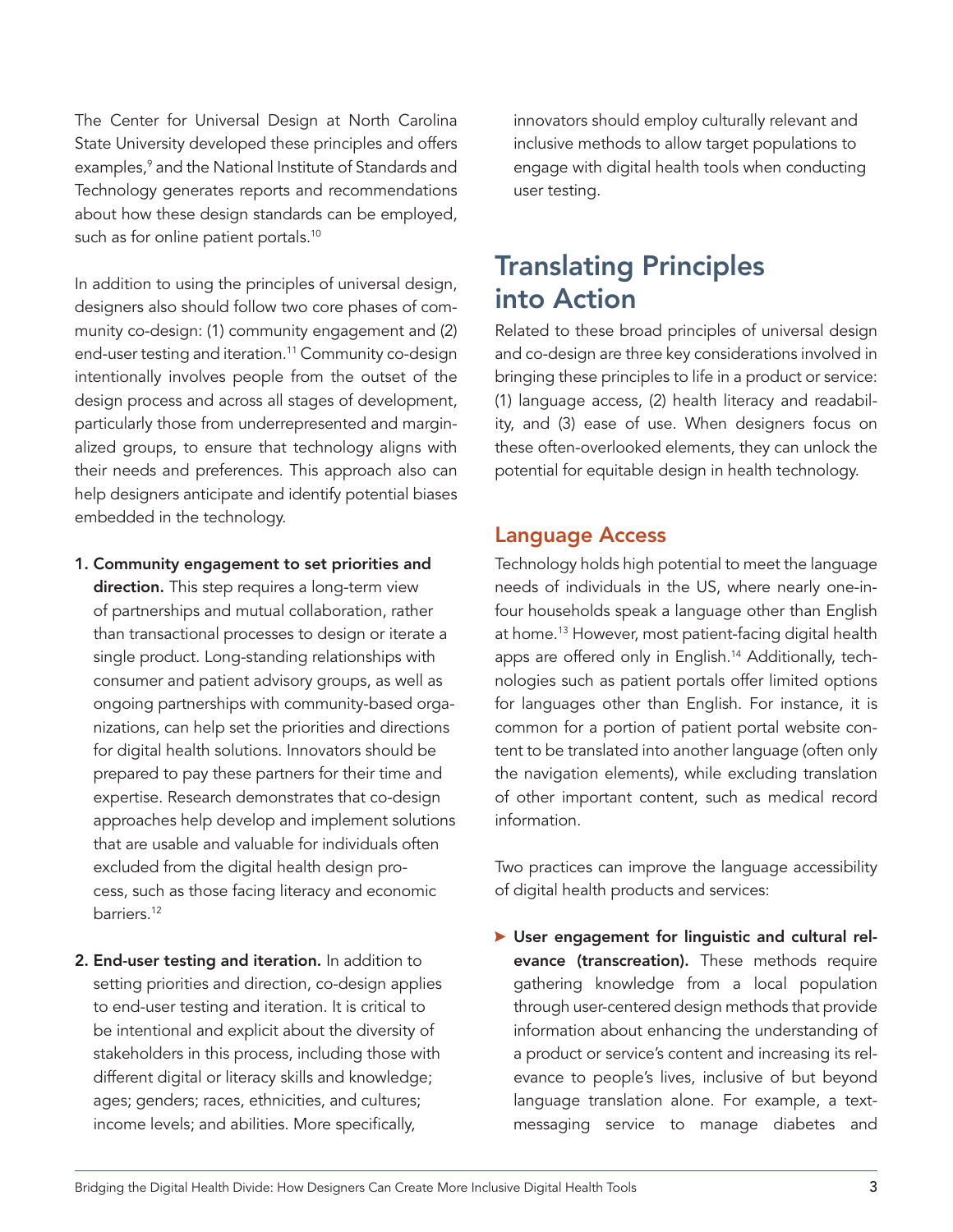The Center for Universal Design at North Carolina State University developed these principles and offers examples,[9] and the National Institute of Standards and Technology generates reports and recommendations about how these design standards can be employed, such as for online patient portals.[10]

In addition to using the principles of universal design, designers also should follow two core phases of community co-design: (1) community engagement and (2) end-user testing and iteration.[11] Community co-design intentionally involves people from the outset of the design process and across all stages of development, particularly those from underrepresented and marginalized groups, to ensure that technology aligns with their needs and preferences. This approach also can help designers anticipate and identify potential biases embedded in the technology.

1. **Community engagement to set priorities and direction.** This step requires a long-term view of partnerships and mutual collaboration, rather than transactional processes to design or iterate a single product. Long-standing relationships with consumer and patient advisory groups, as well as ongoing partnerships with community-based organizations, can help set the priorities and directions for digital health solutions. Innovators should be prepared to pay these partners for their time and expertise. Research demonstrates that co-design approaches help develop and implement solutions that are usable and valuable for individuals often excluded from the digital health design process, such as those facing literacy and economic barriers.[12]

2. **End-user testing and iteration.** In addition to setting priorities and direction, co-design applies to end-user testing and iteration. It is critical to be intentional and explicit about the diversity of stakeholders in this process, including those with different digital or literacy skills and knowledge; ages; genders; races, ethnicities, and cultures; income levels; and abilities. More specifically, innovators should employ culturally relevant and inclusive methods to allow target populations to engage with digital health tools when conducting user testing.

# Translating Principles into Action

Related to these broad principles of universal design and co-design are three key considerations involved in bringing these principles to life in a product or service: (1) language access, (2) health literacy and readability, and (3) ease of use. When designers focus on these often-overlooked elements, they can unlock the potential for equitable design in health technology.

## Language Access

Technology holds high potential to meet the language needs of individuals in the US, where nearly one-in-four households speak a language other than English at home.[13] However, most patient-facing digital health apps are offered only in English.[14] Additionally, technologies such as patient portals offer limited options for languages other than English. For instance, it is common for a portion of patient portal website content to be translated into another language (often only the navigation elements), while excluding translation of other important content, such as medical record information.

Two practices can improve the language accessibility of digital health products and services:

- **User engagement for linguistic and cultural relevance (transcreation).** These methods require gathering knowledge from a local population through user-centered design methods that provide information about enhancing the understanding of a product or service's content and increasing its relevance to people's lives, inclusive of but beyond language translation alone. For example, a text-messaging service to manage diabetes and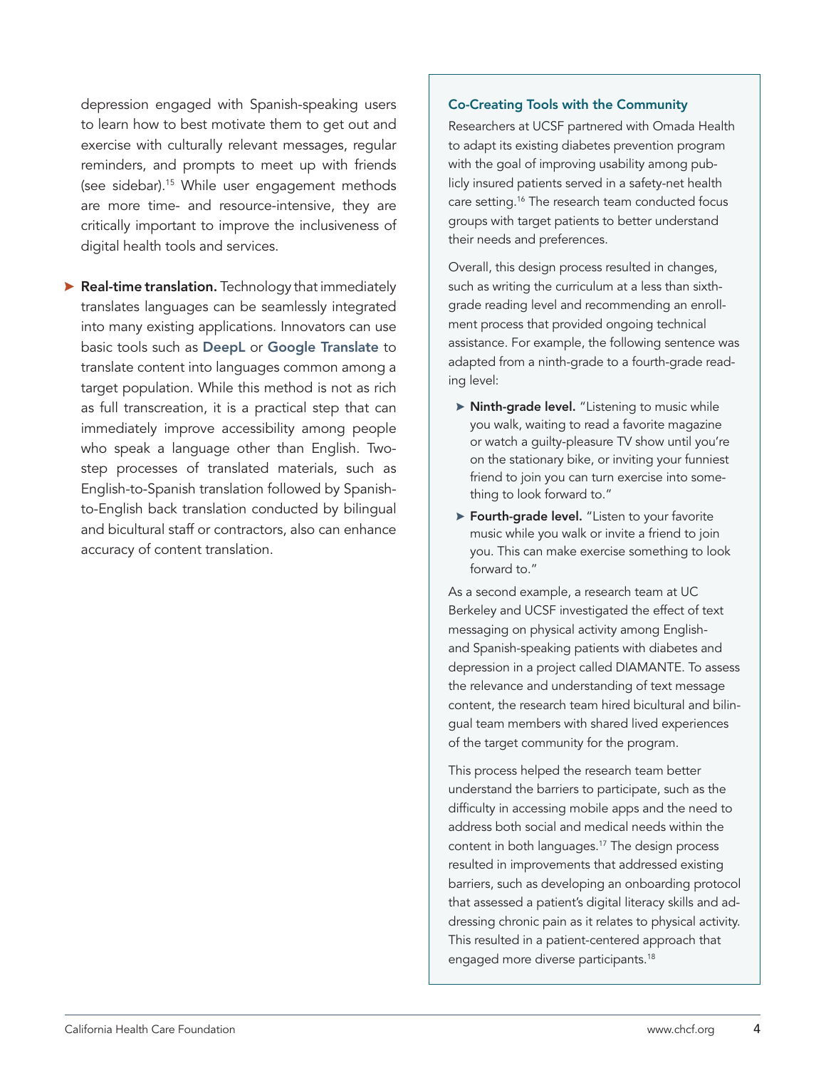depression engaged with Spanish-speaking users to learn how to best motivate them to get out and exercise with culturally relevant messages, regular reminders, and prompts to meet up with friends (see sidebar).[15] While user engagement methods are more time- and resource-intensive, they are critically important to improve the inclusiveness of digital health tools and services.

- **Real-time translation.** Technology that immediately translates languages can be seamlessly integrated into many existing applications. Innovators can use basic tools such as **DeepL** or **Google Translate** to translate content into languages common among a target population. While this method is not as rich as full transcreation, it is a practical step that can immediately improve accessibility among people who speak a language other than English. Two-step processes of translated materials, such as English-to-Spanish translation followed by Spanish-to-English back translation conducted by bilingual and bicultural staff or contractors, also can enhance accuracy of content translation.

### Co-Creating Tools with the Community

Researchers at UCSF partnered with Omada Health to adapt its existing diabetes prevention program with the goal of improving usability among publicly insured patients served in a safety-net health care setting.[16] The research team conducted focus groups with target patients to better understand their needs and preferences.

Overall, this design process resulted in changes, such as writing the curriculum at a less than sixth-grade reading level and recommending an enrollment process that provided ongoing technical assistance. For example, the following sentence was adapted from a ninth-grade to a fourth-grade reading level:

- **Ninth-grade level.** "Listening to music while you walk, waiting to read a favorite magazine or watch a guilty-pleasure TV show until you're on the stationary bike, or inviting your funniest friend to join you can turn exercise into something to look forward to."
- **Fourth-grade level.** "Listen to your favorite music while you walk or invite a friend to join you. This can make exercise something to look forward to."

As a second example, a research team at UC Berkeley and UCSF investigated the effect of text messaging on physical activity among English- and Spanish-speaking patients with diabetes and depression in a project called DIAMANTE. To assess the relevance and understanding of text message content, the research team hired bicultural and bilingual team members with shared lived experiences of the target community for the program.

This process helped the research team better understand the barriers to participate, such as the difficulty in accessing mobile apps and the need to address both social and medical needs within the content in both languages.[17] The design process resulted in improvements that addressed existing barriers, such as developing an onboarding protocol that assessed a patient's digital literacy skills and addressing chronic pain as it relates to physical activity. This resulted in a patient-centered approach that engaged more diverse participants.[18]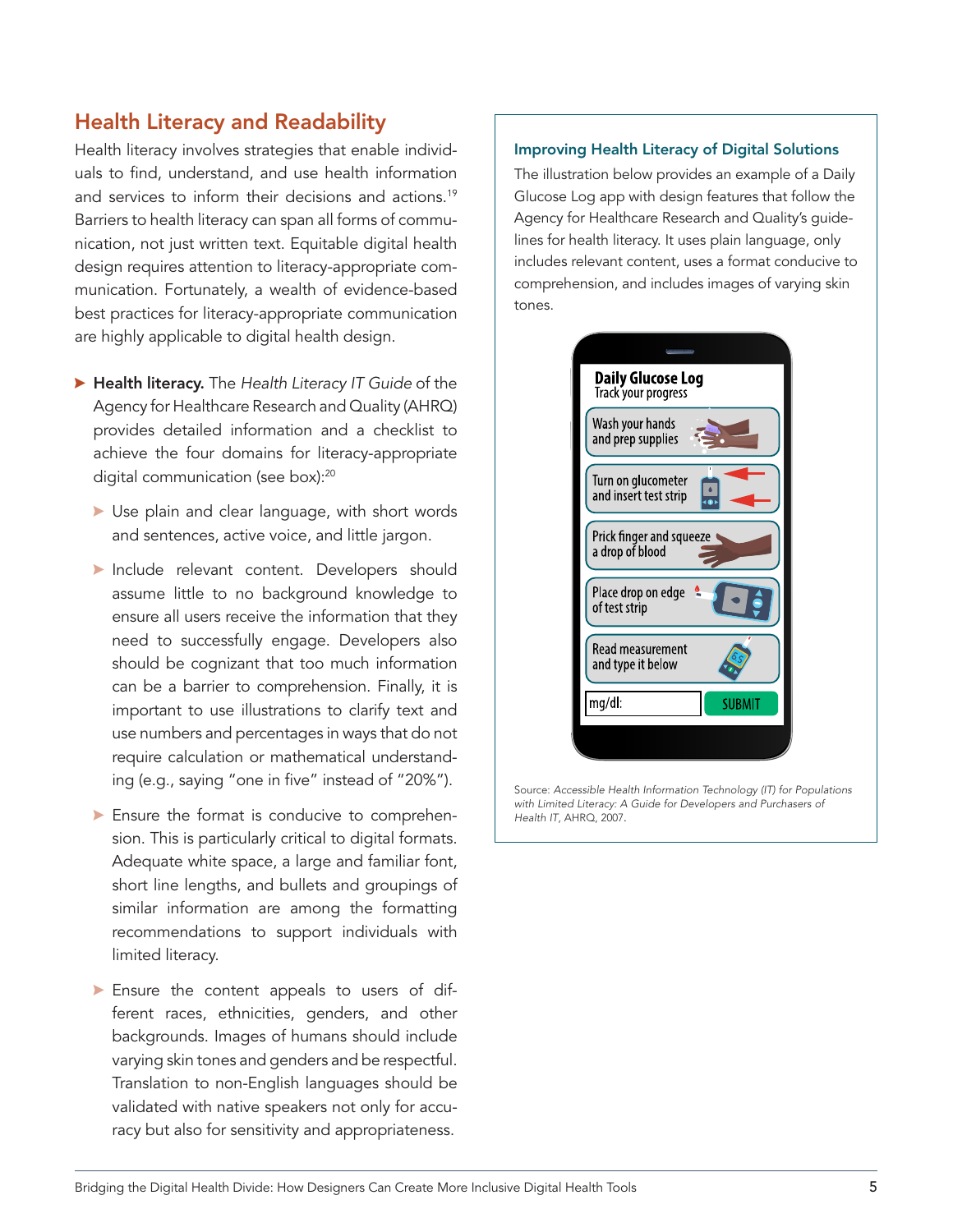## Health Literacy and Readability

Health literacy involves strategies that enable individuals to find, understand, and use health information and services to inform their decisions and actions.[19] Barriers to health literacy can span all forms of communication, not just written text. Equitable digital health design requires attention to literacy-appropriate communication. Fortunately, a wealth of evidence-based best practices for literacy-appropriate communication are highly applicable to digital health design.

- **Health literacy.** The *Health Literacy IT Guide* of the Agency for Healthcare Research and Quality (AHRQ) provides detailed information and a checklist to achieve the four domains for literacy-appropriate digital communication (see box):[20]
  - Use plain and clear language, with short words and sentences, active voice, and little jargon.
  - Include relevant content. Developers should assume little to no background knowledge to ensure all users receive the information that they need to successfully engage. Developers also should be cognizant that too much information can be a barrier to comprehension. Finally, it is important to use illustrations to clarify text and use numbers and percentages in ways that do not require calculation or mathematical understanding (e.g., saying "one in five" instead of "20%").
  - Ensure the format is conducive to comprehension. This is particularly critical to digital formats. Adequate white space, a large and familiar font, short line lengths, and bullets and groupings of similar information are among the formatting recommendations to support individuals with limited literacy.
  - Ensure the content appeals to users of different races, ethnicities, genders, and other backgrounds. Images of humans should include varying skin tones and genders and be respectful. Translation to non-English languages should be validated with native speakers not only for accuracy but also for sensitivity and appropriateness.

### Improving Health Literacy of Digital Solutions

The illustration below provides an example of a Daily Glucose Log app with design features that follow the Agency for Healthcare Research and Quality's guidelines for health literacy. It uses plain language, only includes relevant content, uses a format conducive to comprehension, and includes images of varying skin tones.

**Daily Glucose Log**
Track your progress

- Wash your hands and prep supplies
- Turn on glucometer and insert test strip
- Prick finger and squeeze a drop of blood
- Place drop on edge of test strip
- Read measurement and type it below

mg/dl: SUBMIT

Source: *Accessible Health Information Technology (IT) for Populations with Limited Literacy: A Guide for Developers and Purchasers of Health IT*, AHRQ, 2007.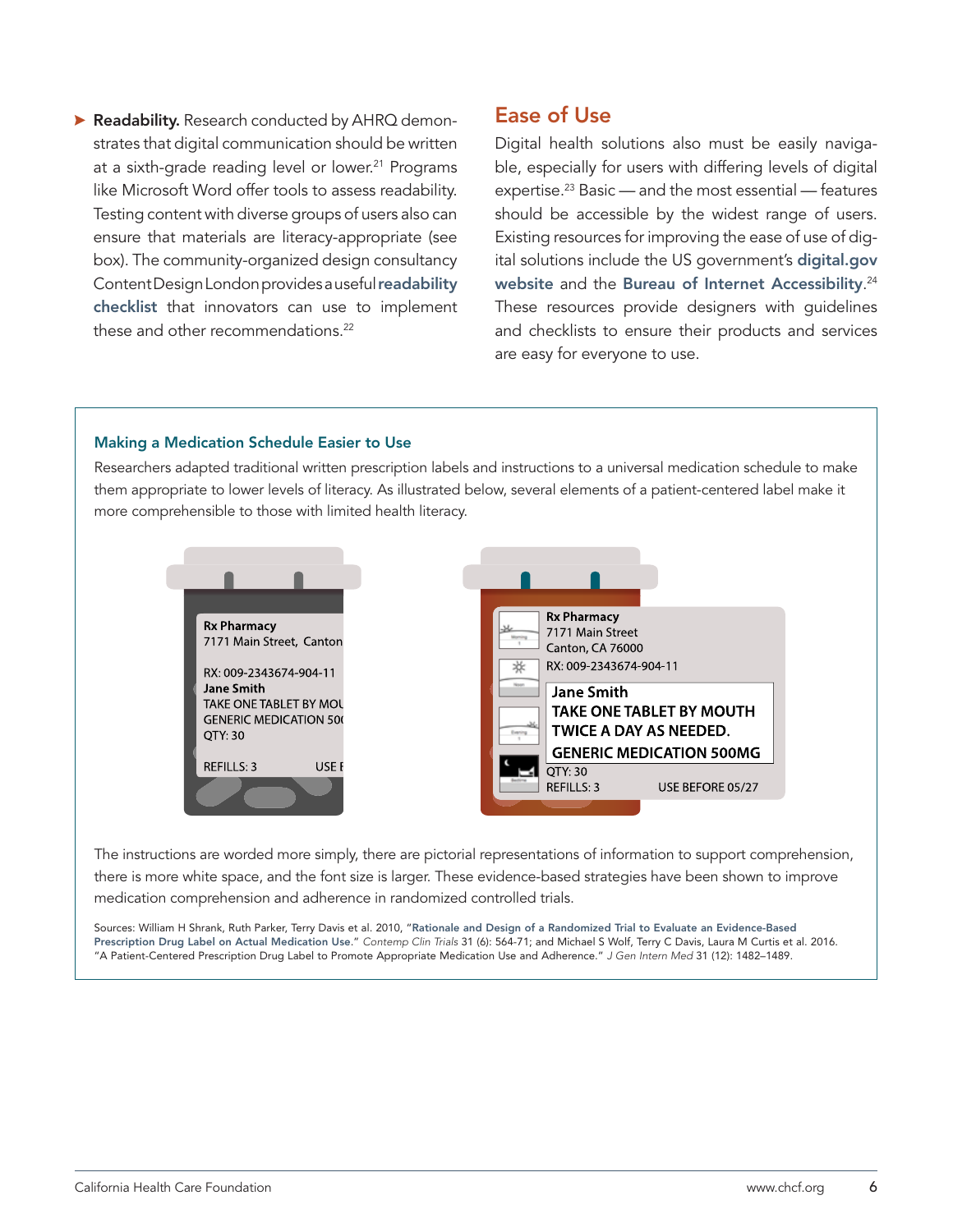- **Readability.** Research conducted by AHRQ demonstrates that digital communication should be written at a sixth-grade reading level or lower.[21] Programs like Microsoft Word offer tools to assess readability. Testing content with diverse groups of users also can ensure that materials are literacy-appropriate (see box). The community-organized design consultancy Content Design London provides a useful **readability checklist** that innovators can use to implement these and other recommendations.[22]

## Ease of Use

Digital health solutions also must be easily navigable, especially for users with differing levels of digital expertise.[23] Basic — and the most essential — features should be accessible by the widest range of users. Existing resources for improving the ease of use of digital solutions include the US government's **digital.gov website** and the **Bureau of Internet Accessibility**.[24] These resources provide designers with guidelines and checklists to ensure their products and services are easy for everyone to use.

### Making a Medication Schedule Easier to Use

Researchers adapted traditional written prescription labels and instructions to a universal medication schedule to make them appropriate to lower levels of literacy. As illustrated below, several elements of a patient-centered label make it more comprehensible to those with limited health literacy.

The instructions are worded more simply, there are pictorial representations of information to support comprehension, there is more white space, and the font size is larger. These evidence-based strategies have been shown to improve medication comprehension and adherence in randomized controlled trials.

Sources: William H Shrank, Ruth Parker, Terry Davis et al. 2010, "**Rationale and Design of a Randomized Trial to Evaluate an Evidence-Based Prescription Drug Label on Actual Medication Use.**" *Contemp Clin Trials* 31 (6): 564-71; and Michael S Wolf, Terry C Davis, Laura M Curtis et al. 2016. "A Patient-Centered Prescription Drug Label to Promote Appropriate Medication Use and Adherence." *J Gen Intern Med* 31 (12): 1482–1489.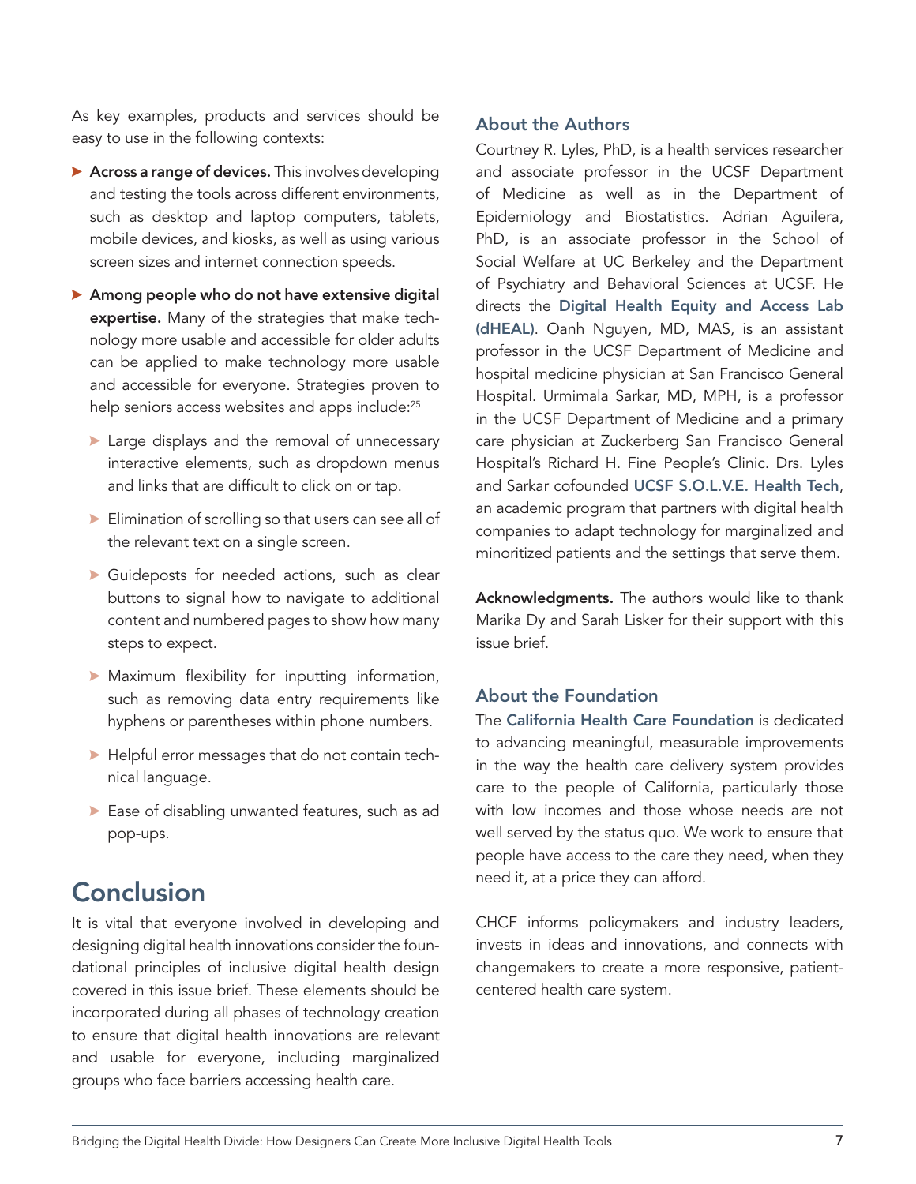As key examples, products and services should be easy to use in the following contexts:

- **Across a range of devices.** This involves developing and testing the tools across different environments, such as desktop and laptop computers, tablets, mobile devices, and kiosks, as well as using various screen sizes and internet connection speeds.
- **Among people who do not have extensive digital expertise.** Many of the strategies that make technology more usable and accessible for older adults can be applied to make technology more usable and accessible for everyone. Strategies proven to help seniors access websites and apps include:[25]
  - Large displays and the removal of unnecessary interactive elements, such as dropdown menus and links that are difficult to click on or tap.
  - Elimination of scrolling so that users can see all of the relevant text on a single screen.
  - Guideposts for needed actions, such as clear buttons to signal how to navigate to additional content and numbered pages to show how many steps to expect.
  - Maximum flexibility for inputting information, such as removing data entry requirements like hyphens or parentheses within phone numbers.
  - Helpful error messages that do not contain technical language.
  - Ease of disabling unwanted features, such as ad pop-ups.

# Conclusion

It is vital that everyone involved in developing and designing digital health innovations consider the foundational principles of inclusive digital health design covered in this issue brief. These elements should be incorporated during all phases of technology creation to ensure that digital health innovations are relevant and usable for everyone, including marginalized groups who face barriers accessing health care.

## About the Authors

Courtney R. Lyles, PhD, is a health services researcher and associate professor in the UCSF Department of Medicine as well as in the Department of Epidemiology and Biostatistics. Adrian Aguilera, PhD, is an associate professor in the School of Social Welfare at UC Berkeley and the Department of Psychiatry and Behavioral Sciences at UCSF. He directs the **Digital Health Equity and Access Lab (dHEAL)**. Oanh Nguyen, MD, MAS, is an assistant professor in the UCSF Department of Medicine and hospital medicine physician at San Francisco General Hospital. Urmimala Sarkar, MD, MPH, is a professor in the UCSF Department of Medicine and a primary care physician at Zuckerberg San Francisco General Hospital's Richard H. Fine People's Clinic. Drs. Lyles and Sarkar cofounded **UCSF S.O.L.V.E. Health Tech**, an academic program that partners with digital health companies to adapt technology for marginalized and minoritized patients and the settings that serve them.

**Acknowledgments.** The authors would like to thank Marika Dy and Sarah Lisker for their support with this issue brief.

## About the Foundation

The **California Health Care Foundation** is dedicated to advancing meaningful, measurable improvements in the way the health care delivery system provides care to the people of California, particularly those with low incomes and those whose needs are not well served by the status quo. We work to ensure that people have access to the care they need, when they need it, at a price they can afford.

CHCF informs policymakers and industry leaders, invests in ideas and innovations, and connects with changemakers to create a more responsive, patient-centered health care system.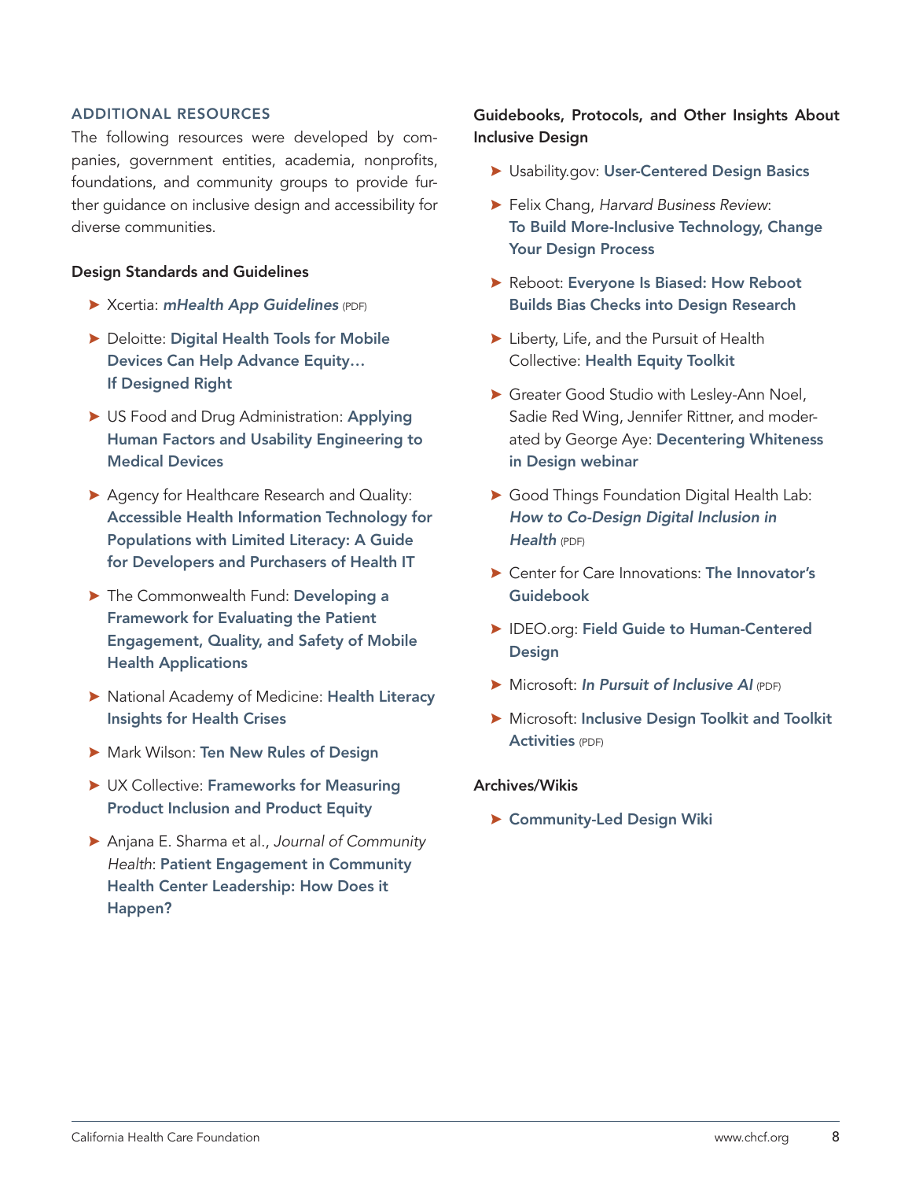## ADDITIONAL RESOURCES

The following resources were developed by companies, government entities, academia, nonprofits, foundations, and community groups to provide further guidance on inclusive design and accessibility for diverse communities.

### Design Standards and Guidelines

- Xcertia: ***mHealth App Guidelines*** (PDF)
- Deloitte: **Digital Health Tools for Mobile Devices Can Help Advance Equity… If Designed Right**
- US Food and Drug Administration: **Applying Human Factors and Usability Engineering to Medical Devices**
- Agency for Healthcare Research and Quality: **Accessible Health Information Technology for Populations with Limited Literacy: A Guide for Developers and Purchasers of Health IT**
- The Commonwealth Fund: **Developing a Framework for Evaluating the Patient Engagement, Quality, and Safety of Mobile Health Applications**
- National Academy of Medicine: **Health Literacy Insights for Health Crises**
- Mark Wilson: **Ten New Rules of Design**
- UX Collective: **Frameworks for Measuring Product Inclusion and Product Equity**
- Anjana E. Sharma et al., *Journal of Community Health*: **Patient Engagement in Community Health Center Leadership: How Does it Happen?**

### Guidebooks, Protocols, and Other Insights About Inclusive Design

- Usability.gov: **User-Centered Design Basics**
- Felix Chang, *Harvard Business Review*: **To Build More-Inclusive Technology, Change Your Design Process**
- Reboot: **Everyone Is Biased: How Reboot Builds Bias Checks into Design Research**
- Liberty, Life, and the Pursuit of Health Collective: **Health Equity Toolkit**
- Greater Good Studio with Lesley-Ann Noel, Sadie Red Wing, Jennifer Rittner, and moderated by George Aye: **Decentering Whiteness in Design webinar**
- Good Things Foundation Digital Health Lab: ***How to Co-Design Digital Inclusion in Health*** (PDF)
- Center for Care Innovations: **The Innovator's Guidebook**
- IDEO.org: **Field Guide to Human-Centered Design**
- Microsoft: ***In Pursuit of Inclusive AI*** (PDF)
- Microsoft: **Inclusive Design Toolkit and Toolkit Activities** (PDF)

### Archives/Wikis

- **Community-Led Design Wiki**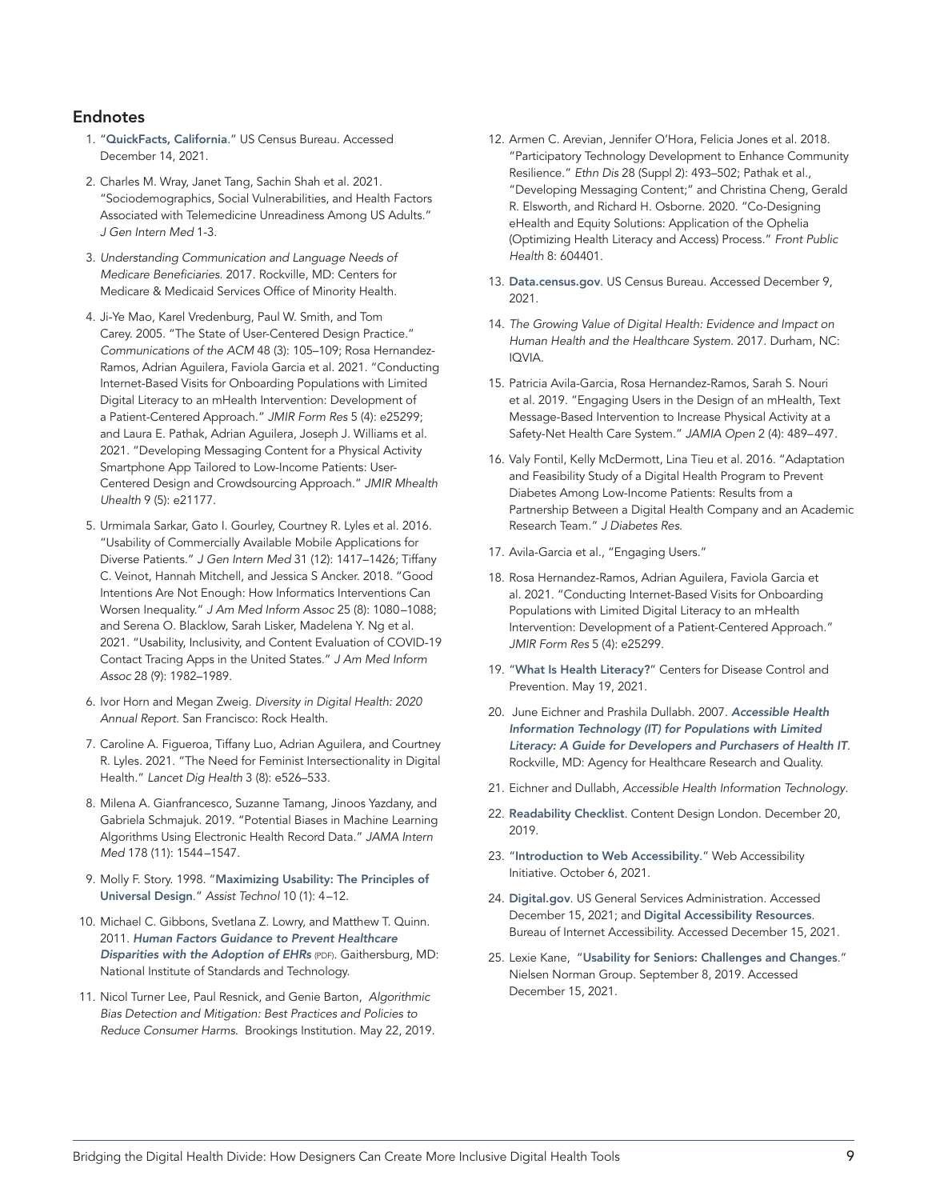## Endnotes

1. "QuickFacts, California." US Census Bureau. Accessed December 14, 2021.

2. Charles M. Wray, Janet Tang, Sachin Shah et al. 2021. "Sociodemographics, Social Vulnerabilities, and Health Factors Associated with Telemedicine Unreadiness Among US Adults." *J Gen Intern Med* 1-3.

3. *Understanding Communication and Language Needs of Medicare Beneficiaries*. 2017. Rockville, MD: Centers for Medicare & Medicaid Services Office of Minority Health.

4. Ji-Ye Mao, Karel Vredenburg, Paul W. Smith, and Tom Carey. 2005. "The State of User-Centered Design Practice." *Communications of the ACM* 48 (3): 105–109; Rosa Hernandez-Ramos, Adrian Aguilera, Faviola Garcia et al. 2021. "Conducting Internet-Based Visits for Onboarding Populations with Limited Digital Literacy to an mHealth Intervention: Development of a Patient-Centered Approach." *JMIR Form Res* 5 (4): e25299; and Laura E. Pathak, Adrian Aguilera, Joseph J. Williams et al. 2021. "Developing Messaging Content for a Physical Activity Smartphone App Tailored to Low-Income Patients: User-Centered Design and Crowdsourcing Approach." *JMIR Mhealth Uhealth* 9 (5): e21177.

5. Urmimala Sarkar, Gato I. Gourley, Courtney R. Lyles et al. 2016. "Usability of Commercially Available Mobile Applications for Diverse Patients." *J Gen Intern Med* 31 (12): 1417–1426; Tiffany C. Veinot, Hannah Mitchell, and Jessica S Ancker. 2018. "Good Intentions Are Not Enough: How Informatics Interventions Can Worsen Inequality." *J Am Med Inform Assoc* 25 (8): 1080–1088; and Serena O. Blacklow, Sarah Lisker, Madelena Y. Ng et al. 2021. "Usability, Inclusivity, and Content Evaluation of COVID-19 Contact Tracing Apps in the United States." *J Am Med Inform Assoc* 28 (9): 1982–1989.

6. Ivor Horn and Megan Zweig. *Diversity in Digital Health: 2020 Annual Report*. San Francisco: Rock Health.

7. Caroline A. Figueroa, Tiffany Luo, Adrian Aguilera, and Courtney R. Lyles. 2021. "The Need for Feminist Intersectionality in Digital Health." *Lancet Dig Health* 3 (8): e526–533.

8. Milena A. Gianfrancesco, Suzanne Tamang, Jinoos Yazdany, and Gabriela Schmajuk. 2019. "Potential Biases in Machine Learning Algorithms Using Electronic Health Record Data." *JAMA Intern Med* 178 (11): 1544–1547.

9. Molly F. Story. 1998. "Maximizing Usability: The Principles of Universal Design." *Assist Technol* 10 (1): 4–12.

10. Michael C. Gibbons, Svetlana Z. Lowry, and Matthew T. Quinn. 2011. ***Human Factors Guidance to Prevent Healthcare Disparities with the Adoption of EHRs*** (PDF). Gaithersburg, MD: National Institute of Standards and Technology.

11. Nicol Turner Lee, Paul Resnick, and Genie Barton, *Algorithmic Bias Detection and Mitigation: Best Practices and Policies to Reduce Consumer Harms*. Brookings Institution. May 22, 2019.

12. Armen C. Arevian, Jennifer O'Hora, Felicia Jones et al. 2018. "Participatory Technology Development to Enhance Community Resilience." *Ethn Dis* 28 (Suppl 2): 493–502; Pathak et al., "Developing Messaging Content;" and Christina Cheng, Gerald R. Elsworth, and Richard H. Osborne. 2020. "Co-Designing eHealth and Equity Solutions: Application of the Ophelia (Optimizing Health Literacy and Access) Process." *Front Public Health* 8: 604401.

13. Data.census.gov. US Census Bureau. Accessed December 9, 2021.

14. *The Growing Value of Digital Health: Evidence and Impact on Human Health and the Healthcare System*. 2017. Durham, NC: IQVIA.

15. Patricia Avila-Garcia, Rosa Hernandez-Ramos, Sarah S. Nouri et al. 2019. "Engaging Users in the Design of an mHealth, Text Message-Based Intervention to Increase Physical Activity at a Safety-Net Health Care System." *JAMIA Open* 2 (4): 489–497.

16. Valy Fontil, Kelly McDermott, Lina Tieu et al. 2016. "Adaptation and Feasibility Study of a Digital Health Program to Prevent Diabetes Among Low-Income Patients: Results from a Partnership Between a Digital Health Company and an Academic Research Team." *J Diabetes Res*.

17. Avila-Garcia et al., "Engaging Users."

18. Rosa Hernandez-Ramos, Adrian Aguilera, Faviola Garcia et al. 2021. "Conducting Internet-Based Visits for Onboarding Populations with Limited Digital Literacy to an mHealth Intervention: Development of a Patient-Centered Approach." *JMIR Form Res* 5 (4): e25299.

19. "What Is Health Literacy?" Centers for Disease Control and Prevention. May 19, 2021.

20. June Eichner and Prashila Dullabh. 2007. ***Accessible Health Information Technology (IT) for Populations with Limited Literacy: A Guide for Developers and Purchasers of Health IT***. Rockville, MD: Agency for Healthcare Research and Quality.

21. Eichner and Dullabh, *Accessible Health Information Technology*.

22. Readability Checklist. Content Design London. December 20, 2019.

23. "Introduction to Web Accessibility." Web Accessibility Initiative. October 6, 2021.

24. Digital.gov. US General Services Administration. Accessed December 15, 2021; and Digital Accessibility Resources. Bureau of Internet Accessibility. Accessed December 15, 2021.

25. Lexie Kane, "Usability for Seniors: Challenges and Changes." Nielsen Norman Group. September 8, 2019. Accessed December 15, 2021.